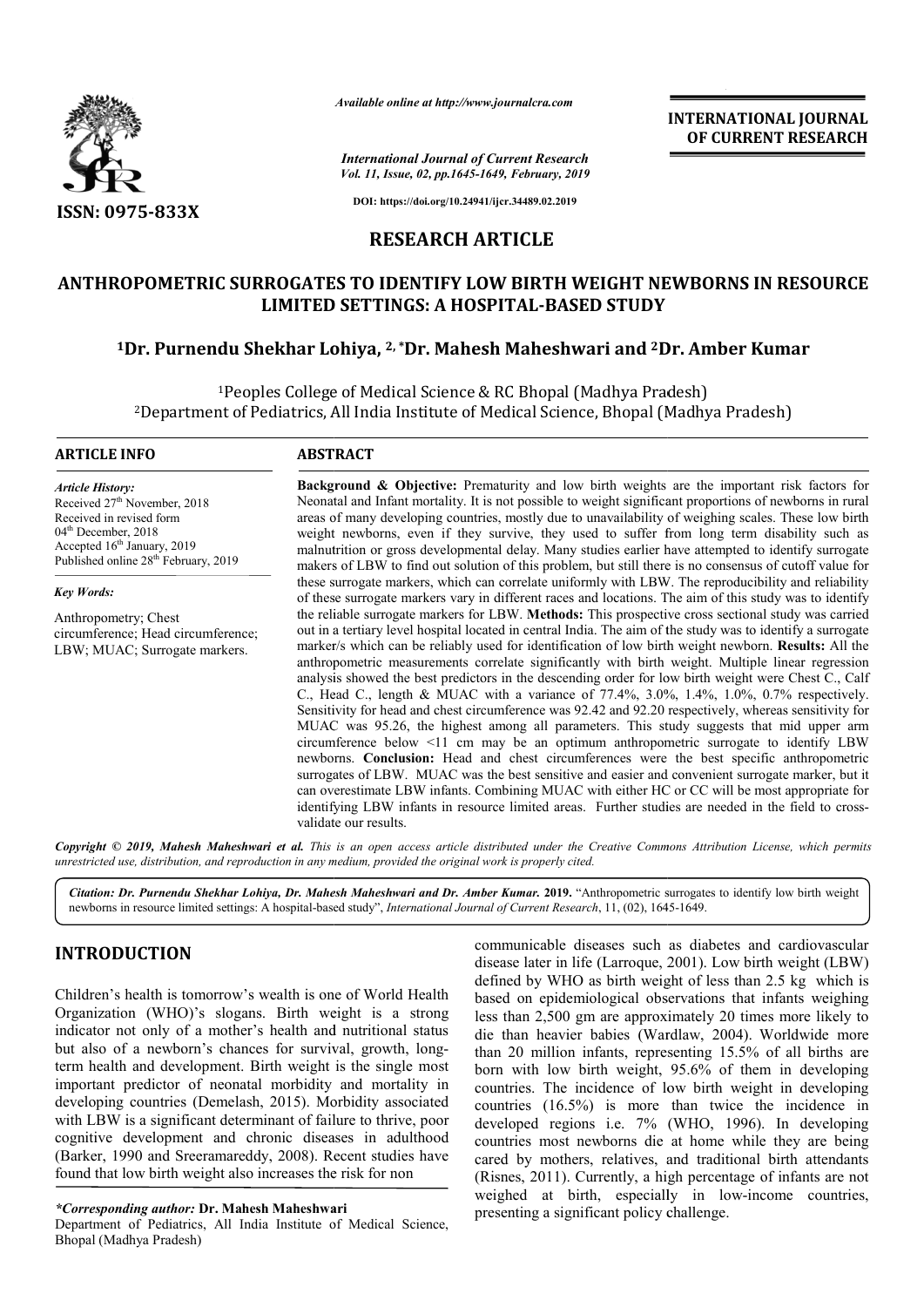*Available online at http://www.journalcra.com*

*International Journal of Current Research*
*Vol. 11, Issue, 02, pp.1645-1649, February, 2019*

**DOI: https://doi.org/10.24941/ijcr.34489.02.2019**

**INTERNATIONAL JOURNAL OF CURRENT RESEARCH**

**ISSN: 0975-833X**

## RESEARCH ARTICLE

# ANTHROPOMETRIC SURROGATES TO IDENTIFY LOW BIRTH WEIGHT NEWBORNS IN RESOURCE LIMITED SETTINGS: A HOSPITAL-BASED STUDY

**[1]Dr. Purnendu Shekhar Lohiya, [2,]*Dr. Mahesh Maheshwari and [2]Dr. Amber Kumar**

[1]Peoples College of Medical Science & RC Bhopal (Madhya Pradesh)
[2]Department of Pediatrics, All India Institute of Medical Science, Bhopal (Madhya Pradesh)

### ARTICLE INFO

*Article History:*
Received 27th November, 2018
Received in revised form
04th December, 2018
Accepted 16th January, 2019
Published online 28th February, 2019

*Key Words:*
Anthropometry; Chest circumference; Head circumference; LBW; MUAC; Surrogate markers.

### ABSTRACT

**Background & Objective:** Prematurity and low birth weights are the important risk factors for Neonatal and Infant mortality. It is not possible to weight significant proportions of newborns in rural areas of many developing countries, mostly due to unavailability of weighing scales. These low birth weight newborns, even if they survive, they used to suffer from long term disability such as malnutrition or gross developmental delay. Many studies earlier have attempted to identify surrogate makers of LBW to find out solution of this problem, but still there is no consensus of cutoff value for these surrogate markers, which can correlate uniformly with LBW. The reproducibility and reliability of these surrogate markers vary in different races and locations. The aim of this study was to identify the reliable surrogate markers for LBW. **Methods:** This prospective cross sectional study was carried out in a tertiary level hospital located in central India. The aim of the study was to identify a surrogate marker/s which can be reliably used for identification of low birth weight newborn. **Results:** All the anthropometric measurements correlate significantly with birth weight. Multiple linear regression analysis showed the best predictors in the descending order for low birth weight were Chest C., Calf C., Head C., length & MUAC with a variance of 77.4%, 3.0%, 1.4%, 1.0%, 0.7% respectively. Sensitivity for head and chest circumference was 92.42 and 92.20 respectively, whereas sensitivity for MUAC was 95.26, the highest among all parameters. This study suggests that mid upper arm circumference below <11 cm may be an optimum anthropometric surrogate to identify LBW newborns. **Conclusion:** Head and chest circumferences were the best specific anthropometric surrogates of LBW. MUAC was the best sensitive and easier and convenient surrogate marker, but it can overestimate LBW infants. Combining MUAC with either HC or CC will be most appropriate for identifying LBW infants in resource limited areas. Further studies are needed in the field to cross-validate our results.

***Copyright © 2019, Mahesh Maheshwari et al.** This is an open access article distributed under the Creative Commons Attribution License, which permits unrestricted use, distribution, and reproduction in any medium, provided the original work is properly cited.*

***Citation: Dr. Purnendu Shekhar Lohiya, Dr. Mahesh Maheshwari and Dr. Amber Kumar. 2019.** "Anthropometric surrogates to identify low birth weight newborns in resource limited settings: A hospital-based study", International Journal of Current Research, 11, (02), 1645-1649.*

## INTRODUCTION

Children's health is tomorrow's wealth is one of World Health Organization (WHO)'s slogans. Birth weight is a strong indicator not only of a mother's health and nutritional status but also of a newborn's chances for survival, growth, long-term health and development. Birth weight is the single most important predictor of neonatal morbidity and mortality in developing countries (Demelash, 2015). Morbidity associated with LBW is a significant determinant of failure to thrive, poor cognitive development and chronic diseases in adulthood (Barker, 1990 and Sreeramareddy, 2008). Recent studies have found that low birth weight also increases the risk for non communicable diseases such as diabetes and cardiovascular disease later in life (Larroque, 2001). Low birth weight (LBW) defined by WHO as birth weight of less than 2.5 kg which is based on epidemiological observations that infants weighing less than 2,500 gm are approximately 20 times more likely to die than heavier babies (Wardlaw, 2004). Worldwide more than 20 million infants, representing 15.5% of all births are born with low birth weight, 95.6% of them in developing countries. The incidence of low birth weight in developing countries (16.5%) is more than twice the incidence in developed regions i.e. 7% (WHO, 1996). In developing countries most newborns die at home while they are being cared by mothers, relatives, and traditional birth attendants (Risnes, 2011). Currently, a high percentage of infants are not weighed at birth, especially in low-income countries, presenting a significant policy challenge.

***Corresponding author:** Dr. Mahesh Maheshwari
Department of Pediatrics, All India Institute of Medical Science, Bhopal (Madhya Pradesh)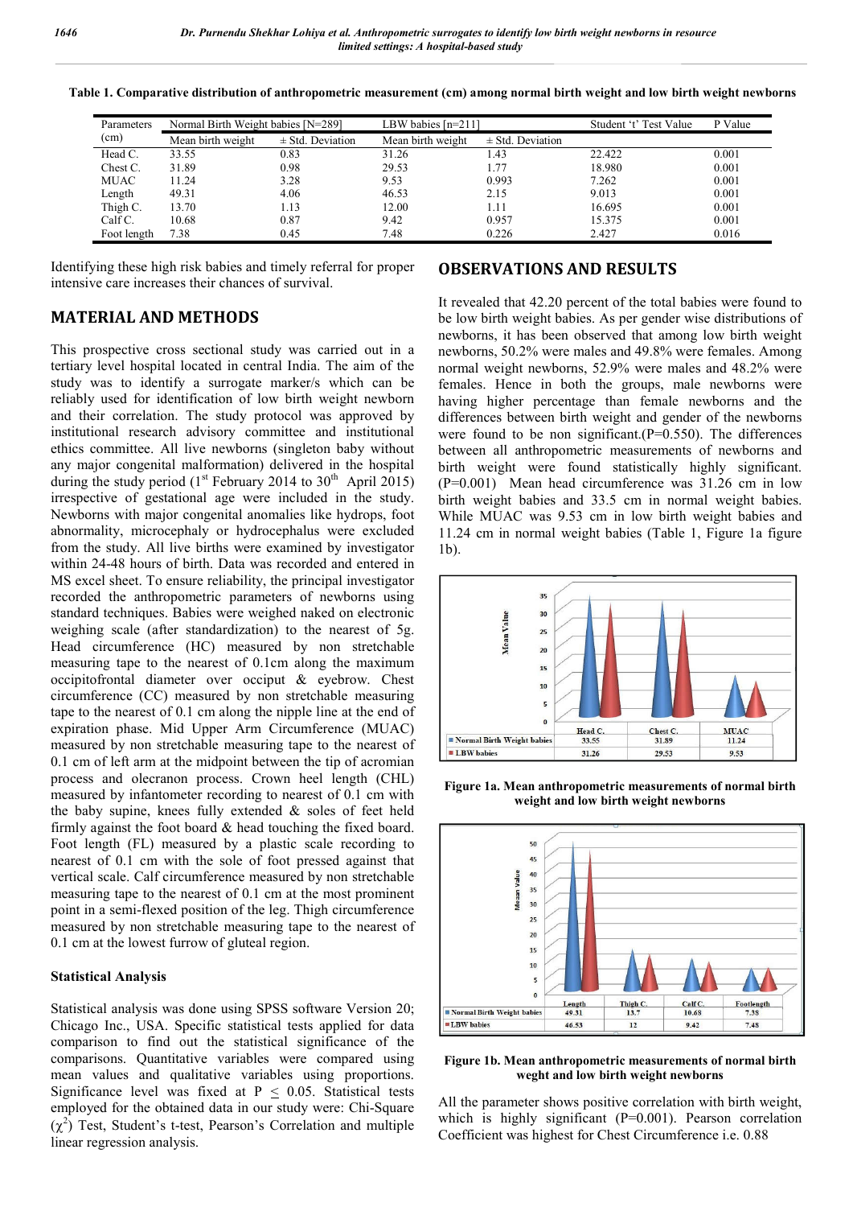**Table 1. Comparative distribution of anthropometric measurement (cm) among normal birth weight and low birth weight newborns**

| Parameters (cm) | Normal Birth Weight babies [N=289] | | LBW babies [n=211] | | Student 't' Test Value | P Value |
|---|---|---|---|---|---|---|
| | Mean birth weight | ± Std. Deviation | Mean birth weight | ± Std. Deviation | | |
| Head C. | 33.55 | 0.83 | 31.26 | 1.43 | 22.422 | 0.001 |
| Chest C. | 31.89 | 0.98 | 29.53 | 1.77 | 18.980 | 0.001 |
| MUAC | 11.24 | 3.28 | 9.53 | 0.993 | 7.262 | 0.001 |
| Length | 49.31 | 4.06 | 46.53 | 2.15 | 9.013 | 0.001 |
| Thigh C. | 13.70 | 1.13 | 12.00 | 1.11 | 16.695 | 0.001 |
| Calf C. | 10.68 | 0.87 | 9.42 | 0.957 | 15.375 | 0.001 |
| Foot length | 7.38 | 0.45 | 7.48 | 0.226 | 2.427 | 0.016 |

Identifying these high risk babies and timely referral for proper intensive care increases their chances of survival.

## MATERIAL AND METHODS

This prospective cross sectional study was carried out in a tertiary level hospital located in central India. The aim of the study was to identify a surrogate marker/s which can be reliably used for identification of low birth weight newborn and their correlation. The study protocol was approved by institutional research advisory committee and institutional ethics committee. All live newborns (singleton baby without any major congenital malformation) delivered in the hospital during the study period (1st February 2014 to 30th April 2015) irrespective of gestational age were included in the study. Newborns with major congenital anomalies like hydrops, foot abnormality, microcephaly or hydrocephalus were excluded from the study. All live births were examined by investigator within 24-48 hours of birth. Data was recorded and entered in MS excel sheet. To ensure reliability, the principal investigator recorded the anthropometric parameters of newborns using standard techniques. Babies were weighed naked on electronic weighing scale (after standardization) to the nearest of 5g. Head circumference (HC) measured by non stretchable measuring tape to the nearest of 0.1cm along the maximum occipitofrontal diameter over occiput & eyebrow. Chest circumference (CC) measured by non stretchable measuring tape to the nearest of 0.1 cm along the nipple line at the end of expiration phase. Mid Upper Arm Circumference (MUAC) measured by non stretchable measuring tape to the nearest of 0.1 cm of left arm at the midpoint between the tip of acromian process and olecranon process. Crown heel length (CHL) measured by infantometer recording to nearest of 0.1 cm with the baby supine, knees fully extended & soles of feet held firmly against the foot board & head touching the fixed board. Foot length (FL) measured by a plastic scale recording to nearest of 0.1 cm with the sole of foot pressed against that vertical scale. Calf circumference measured by non stretchable measuring tape to the nearest of 0.1 cm at the most prominent point in a semi-flexed position of the leg. Thigh circumference measured by non stretchable measuring tape to the nearest of 0.1 cm at the lowest furrow of gluteal region.

### Statistical Analysis

Statistical analysis was done using SPSS software Version 20; Chicago Inc., USA. Specific statistical tests applied for data comparison to find out the statistical significance of the comparisons. Quantitative variables were compared using mean values and qualitative variables using proportions. Significance level was fixed at $P \leq 0.05$. Statistical tests employed for the obtained data in our study were: Chi-Square ($\chi^2$) Test, Student's t-test, Pearson's Correlation and multiple linear regression analysis.

## OBSERVATIONS AND RESULTS

It revealed that 42.20 percent of the total babies were found to be low birth weight babies. As per gender wise distributions of newborns, it has been observed that among low birth weight newborns, 50.2% were males and 49.8% were females. Among normal weight newborns, 52.9% were males and 48.2% were females. Hence in both the groups, male newborns were having higher percentage than female newborns and the differences between birth weight and gender of the newborns were found to be non significant.(P=0.550). The differences between all anthropometric measurements of newborns and birth weight were found statistically highly significant. (P=0.001) Mean head circumference was 31.26 cm in low birth weight babies and 33.5 cm in normal weight babies. While MUAC was 9.53 cm in low birth weight babies and 11.24 cm in normal weight babies (Table 1, Figure 1a figure 1b).

| | Head C. | Chest C. | MUAC |
|---|---|---|---|
| Normal Birth Weight babies | 33.55 | 31.89 | 11.24 |
| LBW babies | 31.26 | 29.53 | 9.53 |

**Figure 1a. Mean anthropometric measurements of normal birth weight and low birth weight newborns**

| | Length | Thigh C. | Calf C. | Footlength |
|---|---|---|---|---|
| Normal Birth Weight babies | 49.31 | 13.7 | 10.68 | 7.38 |
| LBW babies | 46.53 | 12 | 9.42 | 7.48 |

**Figure 1b. Mean anthropometric measurements of normal birth weght and low birth weight newborns**

All the parameter shows positive correlation with birth weight, which is highly significant (P=0.001). Pearson correlation Coefficient was highest for Chest Circumference i.e. 0.88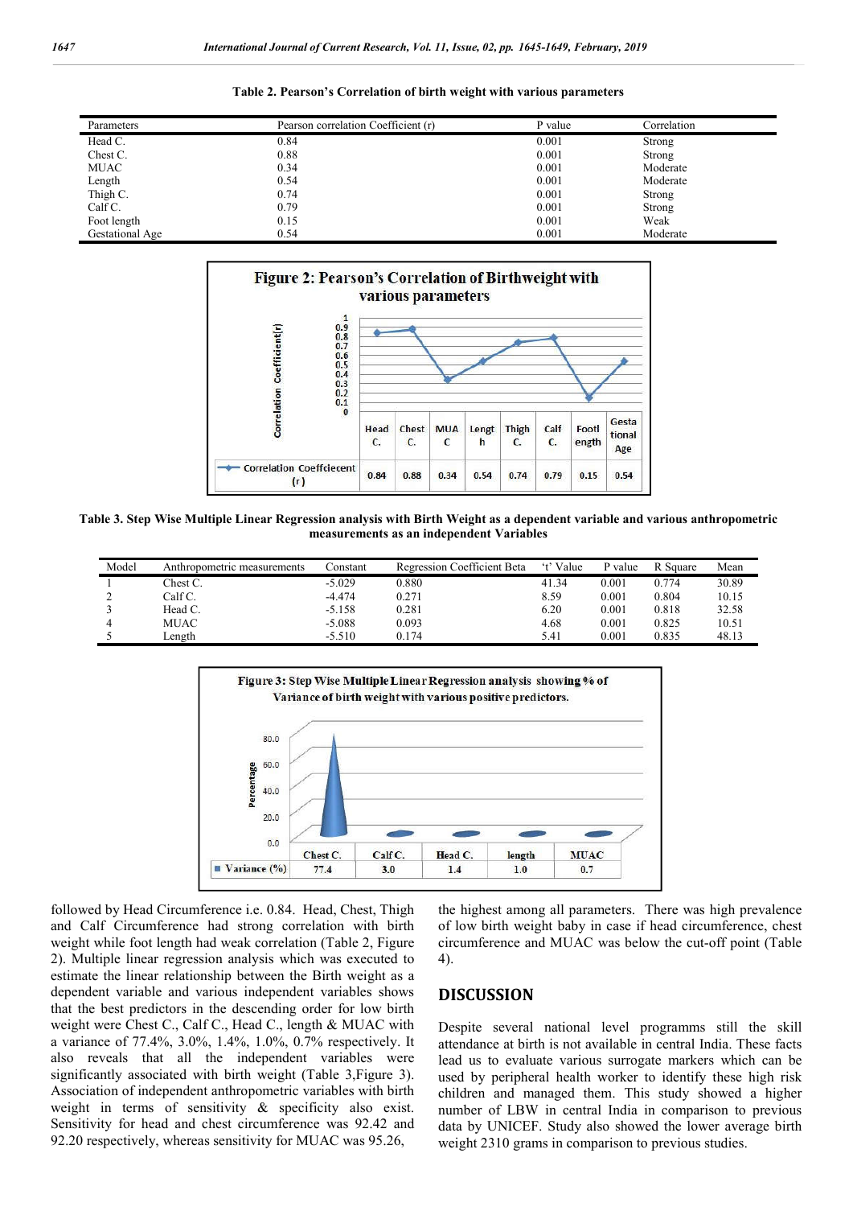**Table 2. Pearson's Correlation of birth weight with various parameters**

| Parameters | Pearson correlation Coefficient (r) | P value | Correlation |
|---|---|---|---|
| Head C. | 0.84 | 0.001 | Strong |
| Chest C. | 0.88 | 0.001 | Strong |
| MUAC | 0.34 | 0.001 | Moderate |
| Length | 0.54 | 0.001 | Moderate |
| Thigh C. | 0.74 | 0.001 | Strong |
| Calf C. | 0.79 | 0.001 | Strong |
| Foot length | 0.15 | 0.001 | Weak |
| Gestational Age | 0.54 | 0.001 | Moderate |

**Figure 2: Pearson's Correlation of Birthweight with various parameters**

| | Head C. | Chest C. | MUAC | Length | Thigh C. | Calf C. | Foot length | Gestational Age |
|---|---|---|---|---|---|---|---|---|
| Correlation Coeffdecent (r) | 0.84 | 0.88 | 0.34 | 0.54 | 0.74 | 0.79 | 0.15 | 0.54 |

**Table 3. Step Wise Multiple Linear Regression analysis with Birth Weight as a dependent variable and various anthropometric measurements as an independent Variables**

| Model | Anthropometric measurements | Constant | Regression Coefficient Beta | 't' Value | P value | R Square | Mean |
|---|---|---|---|---|---|---|---|
| 1 | Chest C. | -5.029 | 0.880 | 41.34 | 0.001 | 0.774 | 30.89 |
| 2 | Calf C. | -4.474 | 0.271 | 8.59 | 0.001 | 0.804 | 10.15 |
| 3 | Head C. | -5.158 | 0.281 | 6.20 | 0.001 | 0.818 | 32.58 |
| 4 | MUAC | -5.088 | 0.093 | 4.68 | 0.001 | 0.825 | 10.51 |
| 5 | Length | -5.510 | 0.174 | 5.41 | 0.001 | 0.835 | 48.13 |

**Figure 3: Step Wise Multiple Linear Regression analysis showing % of Variance of birth weight with various positive predictors.**

| | Chest C. | Calf C. | Head C. | length | MUAC |
|---|---|---|---|---|---|
| Variance (%) | 77.4 | 3.0 | 1.4 | 1.0 | 0.7 |

followed by Head Circumference i.e. 0.84. Head, Chest, Thigh and Calf Circumference had strong correlation with birth weight while foot length had weak correlation (Table 2, Figure 2). Multiple linear regression analysis which was executed to estimate the linear relationship between the Birth weight as a dependent variable and various independent variables shows that the best predictors in the descending order for low birth weight were Chest C., Calf C., Head C., length & MUAC with a variance of 77.4%, 3.0%, 1.4%, 1.0%, 0.7% respectively. It also reveals that all the independent variables were significantly associated with birth weight (Table 3,Figure 3). Association of independent anthropometric variables with birth weight in terms of sensitivity & specificity also exist. Sensitivity for head and chest circumference was 92.42 and 92.20 respectively, whereas sensitivity for MUAC was 95.26, the highest among all parameters. There was high prevalence of low birth weight baby in case if head circumference, chest circumference and MUAC was below the cut-off point (Table 4).

## DISCUSSION

Despite several national level programms still the skill attendance at birth is not available in central India. These facts lead us to evaluate various surrogate markers which can be used by peripheral health worker to identify these high risk children and managed them. This study showed a higher number of LBW in central India in comparison to previous data by UNICEF. Study also showed the lower average birth weight 2310 grams in comparison to previous studies.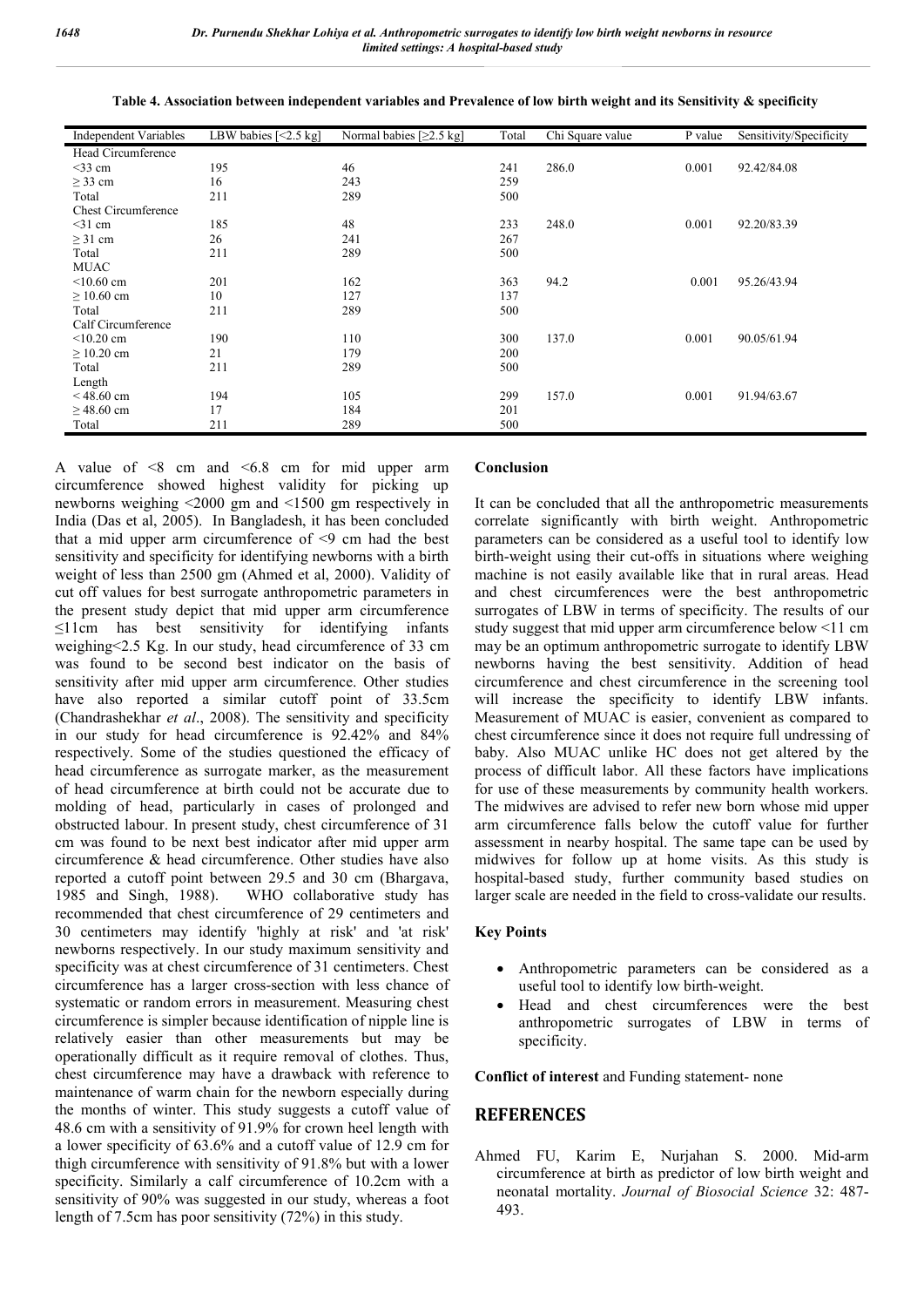**Table 4. Association between independent variables and Prevalence of low birth weight and its Sensitivity & specificity**

| Independent Variables | LBW babies [<2.5 kg] | Normal babies [≥2.5 kg] | Total | Chi Square value | P value | Sensitivity/Specificity |
|---|---|---|---|---|---|---|
| Head Circumference | | | | | | |
| <33 cm | 195 | 46 | 241 | 286.0 | 0.001 | 92.42/84.08 |
| ≥ 33 cm | 16 | 243 | 259 | | | |
| Total | 211 | 289 | 500 | | | |
| Chest Circumference | | | | | | |
| <31 cm | 185 | 48 | 233 | 248.0 | 0.001 | 92.20/83.39 |
| ≥ 31 cm | 26 | 241 | 267 | | | |
| Total | 211 | 289 | 500 | | | |
| MUAC | | | | | | |
| <10.60 cm | 201 | 162 | 363 | 94.2 | 0.001 | 95.26/43.94 |
| ≥ 10.60 cm | 10 | 127 | 137 | | | |
| Total | 211 | 289 | 500 | | | |
| Calf Circumference | | | | | | |
| <10.20 cm | 190 | 110 | 300 | 137.0 | 0.001 | 90.05/61.94 |
| ≥ 10.20 cm | 21 | 179 | 200 | | | |
| Total | 211 | 289 | 500 | | | |
| Length | | | | | | |
| < 48.60 cm | 194 | 105 | 299 | 157.0 | 0.001 | 91.94/63.67 |
| ≥ 48.60 cm | 17 | 184 | 201 | | | |
| Total | 211 | 289 | 500 | | | |

A value of <8 cm and <6.8 cm for mid upper arm circumference showed highest validity for picking up newborns weighing <2000 gm and <1500 gm respectively in India (Das et al, 2005). In Bangladesh, it has been concluded that a mid upper arm circumference of <9 cm had the best sensitivity and specificity for identifying newborns with a birth weight of less than 2500 gm (Ahmed et al, 2000). Validity of cut off values for best surrogate anthropometric parameters in the present study depict that mid upper arm circumference ≤11cm has best sensitivity for identifying infants weighing<2.5 Kg. In our study, head circumference of 33 cm was found to be second best indicator on the basis of sensitivity after mid upper arm circumference. Other studies have also reported a similar cutoff point of 33.5cm (Chandrashekhar *et al*., 2008). The sensitivity and specificity in our study for head circumference is 92.42% and 84% respectively. Some of the studies questioned the efficacy of head circumference as surrogate marker, as the measurement of head circumference at birth could not be accurate due to molding of head, particularly in cases of prolonged and obstructed labour. In present study, chest circumference of 31 cm was found to be next best indicator after mid upper arm circumference & head circumference. Other studies have also reported a cutoff point between 29.5 and 30 cm (Bhargava, 1985 and Singh, 1988). WHO collaborative study has recommended that chest circumference of 29 centimeters and 30 centimeters may identify 'highly at risk' and 'at risk' newborns respectively. In our study maximum sensitivity and specificity was at chest circumference of 31 centimeters. Chest circumference has a larger cross-section with less chance of systematic or random errors in measurement. Measuring chest circumference is simpler because identification of nipple line is relatively easier than other measurements but may be operationally difficult as it require removal of clothes. Thus, chest circumference may have a drawback with reference to maintenance of warm chain for the newborn especially during the months of winter. This study suggests a cutoff value of 48.6 cm with a sensitivity of 91.9% for crown heel length with a lower specificity of 63.6% and a cutoff value of 12.9 cm for thigh circumference with sensitivity of 91.8% but with a lower specificity. Similarly a calf circumference of 10.2cm with a sensitivity of 90% was suggested in our study, whereas a foot length of 7.5cm has poor sensitivity (72%) in this study.

## Conclusion

It can be concluded that all the anthropometric measurements correlate significantly with birth weight. Anthropometric parameters can be considered as a useful tool to identify low birth-weight using their cut-offs in situations where weighing machine is not easily available like that in rural areas. Head and chest circumferences were the best anthropometric surrogates of LBW in terms of specificity. The results of our study suggest that mid upper arm circumference below <11 cm may be an optimum anthropometric surrogate to identify LBW newborns having the best sensitivity. Addition of head circumference and chest circumference in the screening tool will increase the specificity to identify LBW infants. Measurement of MUAC is easier, convenient as compared to chest circumference since it does not require full undressing of baby. Also MUAC unlike HC does not get altered by the process of difficult labor. All these factors have implications for use of these measurements by community health workers. The midwives are advised to refer new born whose mid upper arm circumference falls below the cutoff value for further assessment in nearby hospital. The same tape can be used by midwives for follow up at home visits. As this study is hospital-based study, further community based studies on larger scale are needed in the field to cross-validate our results.

## Key Points

- Anthropometric parameters can be considered as a useful tool to identify low birth-weight.
- Head and chest circumferences were the best anthropometric surrogates of LBW in terms of specificity.

**Conflict of interest** and Funding statement- none

## REFERENCES

Ahmed FU, Karim E, Nurjahan S. 2000. Mid-arm circumference at birth as predictor of low birth weight and neonatal mortality. *Journal of Biosocial Science* 32: 487-493.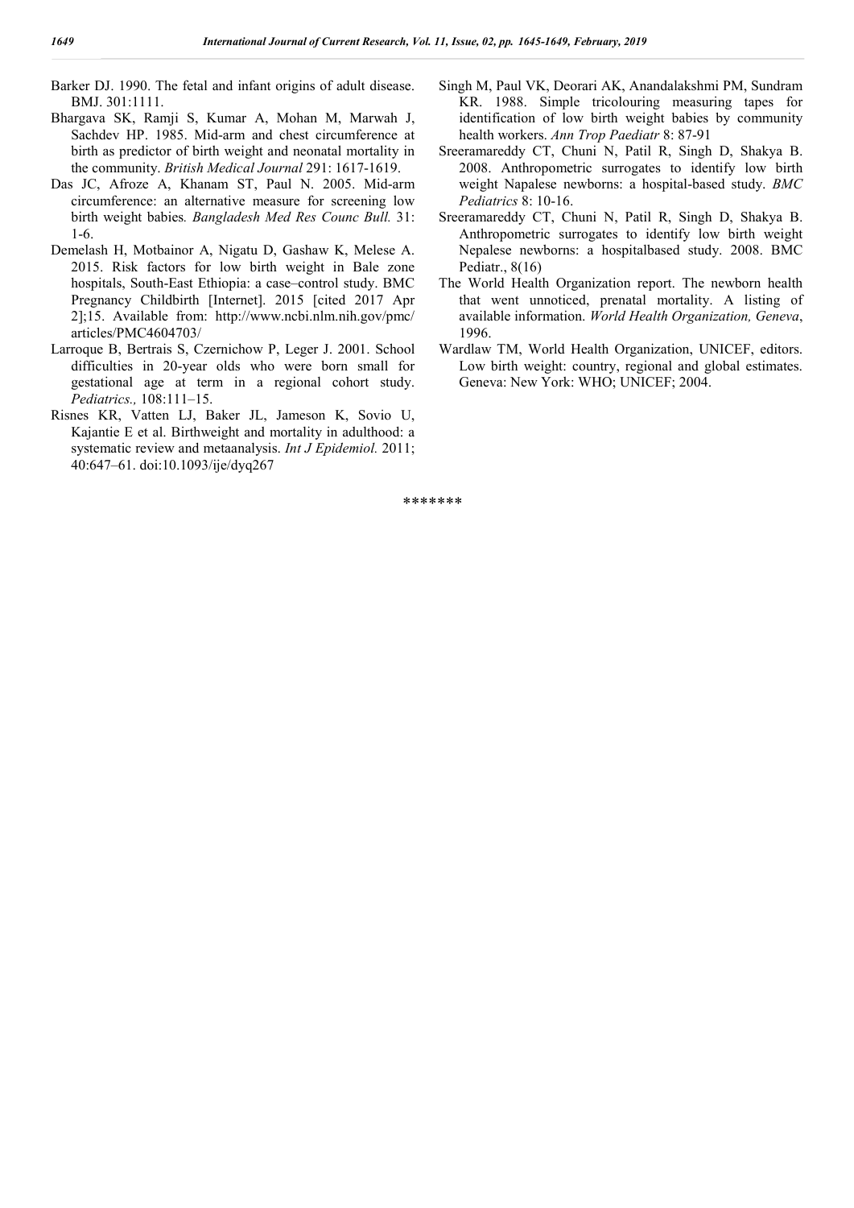Barker DJ. 1990. The fetal and infant origins of adult disease. BMJ. 301:1111.

Bhargava SK, Ramji S, Kumar A, Mohan M, Marwah J, Sachdev HP. 1985. Mid-arm and chest circumference at birth as predictor of birth weight and neonatal mortality in the community. *British Medical Journal* 291: 1617-1619.

Das JC, Afroze A, Khanam ST, Paul N. 2005. Mid-arm circumference: an alternative measure for screening low birth weight babies*. Bangladesh Med Res Counc Bull.* 31: 1-6.

Demelash H, Motbainor A, Nigatu D, Gashaw K, Melese A. 2015. Risk factors for low birth weight in Bale zone hospitals, South-East Ethiopia: a case–control study. BMC Pregnancy Childbirth [Internet]. 2015 [cited 2017 Apr 2];15. Available from: http://www.ncbi.nlm.nih.gov/pmc/articles/PMC4604703/

Larroque B, Bertrais S, Czernichow P, Leger J. 2001. School difficulties in 20-year olds who were born small for gestational age at term in a regional cohort study. *Pediatrics.,* 108:111–15.

Risnes KR, Vatten LJ, Baker JL, Jameson K, Sovio U, Kajantie E et al. Birthweight and mortality in adulthood: a systematic review and metaanalysis. *Int J Epidemiol.* 2011; 40:647–61. doi:10.1093/ije/dyq267

Singh M, Paul VK, Deorari AK, Anandalakshmi PM, Sundram KR. 1988. Simple tricolouring measuring tapes for identification of low birth weight babies by community health workers. *Ann Trop Paediatr* 8: 87-91

Sreeramareddy CT, Chuni N, Patil R, Singh D, Shakya B. 2008. Anthropometric surrogates to identify low birth weight Napalese newborns: a hospital-based study. *BMC Pediatrics* 8: 10-16.

Sreeramareddy CT, Chuni N, Patil R, Singh D, Shakya B. Anthropometric surrogates to identify low birth weight Nepalese newborns: a hospitalbased study. 2008. BMC Pediatr., 8(16)

The World Health Organization report. The newborn health that went unnoticed, prenatal mortality. A listing of available information. *World Health Organization, Geneva*, 1996.

Wardlaw TM, World Health Organization, UNICEF, editors. Low birth weight: country, regional and global estimates. Geneva: New York: WHO; UNICEF; 2004.

*******